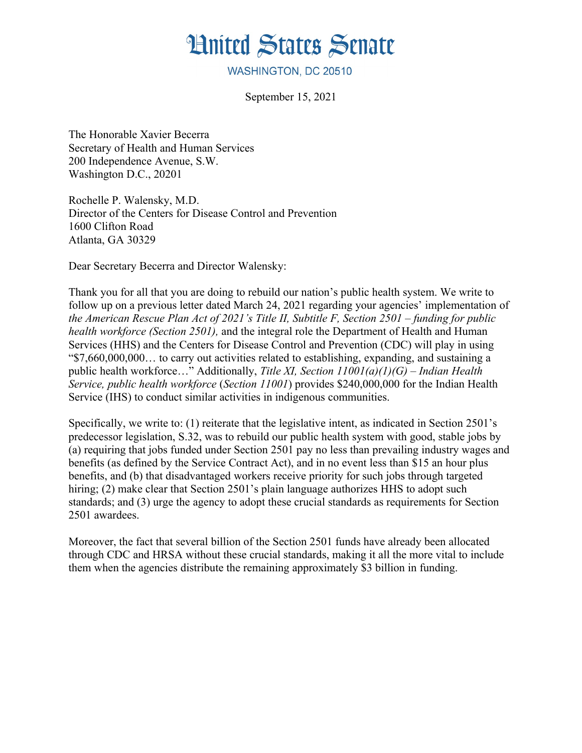# United States Senate

WASHINGTON, DC 20510

September 15, 2021

The Honorable Xavier Becerra
Secretary of Health and Human Services
200 Independence Avenue, S.W.
Washington D.C., 20201

Rochelle P. Walensky, M.D.
Director of the Centers for Disease Control and Prevention
1600 Clifton Road
Atlanta, GA 30329

Dear Secretary Becerra and Director Walensky:

Thank you for all that you are doing to rebuild our nation's public health system. We write to follow up on a previous letter dated March 24, 2021 regarding your agencies' implementation of *the American Rescue Plan Act of 2021's Title II, Subtitle F, Section 2501 – funding for public health workforce (Section 2501),* and the integral role the Department of Health and Human Services (HHS) and the Centers for Disease Control and Prevention (CDC) will play in using "$7,660,000,000… to carry out activities related to establishing, expanding, and sustaining a public health workforce…" Additionally, *Title XI, Section 11001(a)(1)(G) – Indian Health Service, public health workforce* (*Section 11001*) provides $240,000,000 for the Indian Health Service (IHS) to conduct similar activities in indigenous communities.

Specifically, we write to: (1) reiterate that the legislative intent, as indicated in Section 2501's predecessor legislation, S.32, was to rebuild our public health system with good, stable jobs by (a) requiring that jobs funded under Section 2501 pay no less than prevailing industry wages and benefits (as defined by the Service Contract Act), and in no event less than $15 an hour plus benefits, and (b) that disadvantaged workers receive priority for such jobs through targeted hiring; (2) make clear that Section 2501's plain language authorizes HHS to adopt such standards; and (3) urge the agency to adopt these crucial standards as requirements for Section 2501 awardees.

Moreover, the fact that several billion of the Section 2501 funds have already been allocated through CDC and HRSA without these crucial standards, making it all the more vital to include them when the agencies distribute the remaining approximately $3 billion in funding.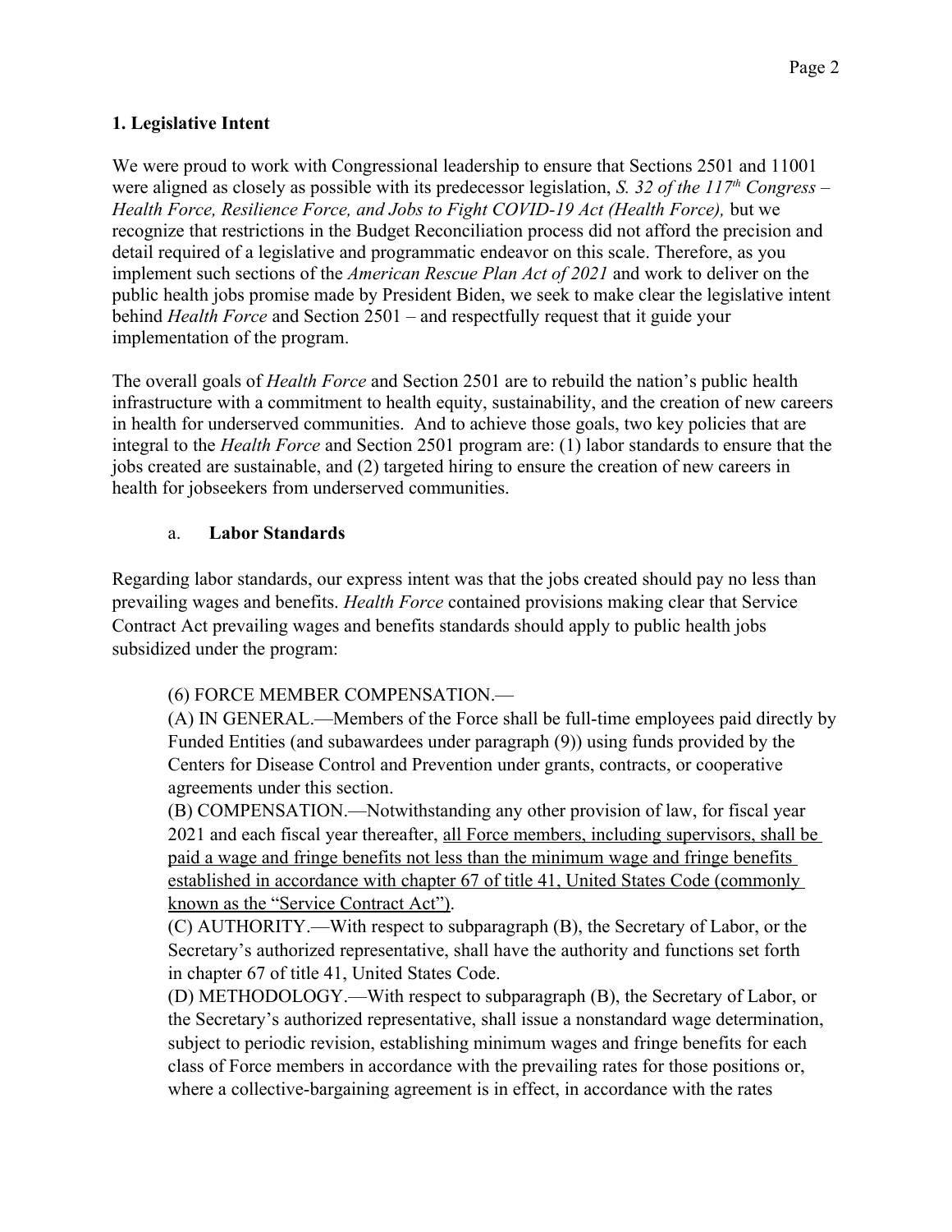## 1. Legislative Intent

We were proud to work with Congressional leadership to ensure that Sections 2501 and 11001 were aligned as closely as possible with its predecessor legislation, *S. 32 of the 117th Congress – Health Force, Resilience Force, and Jobs to Fight COVID-19 Act (Health Force),* but we recognize that restrictions in the Budget Reconciliation process did not afford the precision and detail required of a legislative and programmatic endeavor on this scale. Therefore, as you implement such sections of the *American Rescue Plan Act of 2021* and work to deliver on the public health jobs promise made by President Biden, we seek to make clear the legislative intent behind *Health Force* and Section 2501 – and respectfully request that it guide your implementation of the program.

The overall goals of *Health Force* and Section 2501 are to rebuild the nation's public health infrastructure with a commitment to health equity, sustainability, and the creation of new careers in health for underserved communities. And to achieve those goals, two key policies that are integral to the *Health Force* and Section 2501 program are: (1) labor standards to ensure that the jobs created are sustainable, and (2) targeted hiring to ensure the creation of new careers in health for jobseekers from underserved communities.

### a. Labor Standards

Regarding labor standards, our express intent was that the jobs created should pay no less than prevailing wages and benefits. *Health Force* contained provisions making clear that Service Contract Act prevailing wages and benefits standards should apply to public health jobs subsidized under the program:

> (6) FORCE MEMBER COMPENSATION.—
>
> (A) IN GENERAL.—Members of the Force shall be full-time employees paid directly by Funded Entities (and subawardees under paragraph (9)) using funds provided by the Centers for Disease Control and Prevention under grants, contracts, or cooperative agreements under this section.
>
> (B) COMPENSATION.—Notwithstanding any other provision of law, for fiscal year 2021 and each fiscal year thereafter, <u>all Force members, including supervisors, shall be paid a wage and fringe benefits not less than the minimum wage and fringe benefits established in accordance with chapter 67 of title 41, United States Code (commonly known as the "Service Contract Act")</u>.
>
> (C) AUTHORITY.—With respect to subparagraph (B), the Secretary of Labor, or the Secretary's authorized representative, shall have the authority and functions set forth in chapter 67 of title 41, United States Code.
>
> (D) METHODOLOGY.—With respect to subparagraph (B), the Secretary of Labor, or the Secretary's authorized representative, shall issue a nonstandard wage determination, subject to periodic revision, establishing minimum wages and fringe benefits for each class of Force members in accordance with the prevailing rates for those positions or, where a collective-bargaining agreement is in effect, in accordance with the rates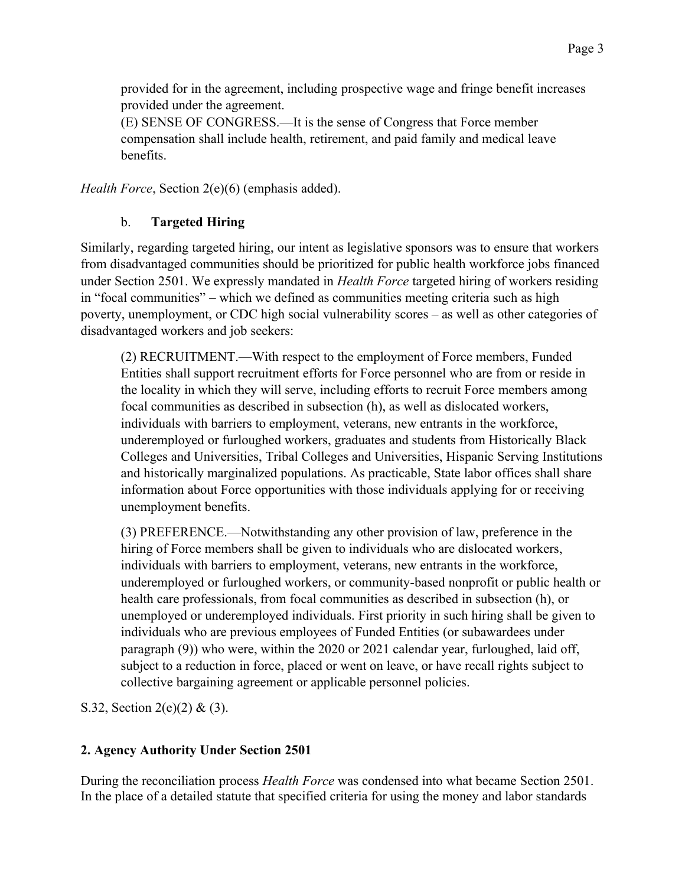> provided for in the agreement, including prospective wage and fringe benefit increases provided under the agreement.
> (E) SENSE OF CONGRESS.—It is the sense of Congress that Force member compensation shall include health, retirement, and paid family and medical leave benefits.

*Health Force*, Section 2(e)(6) (emphasis added).

### b. **Targeted Hiring**

Similarly, regarding targeted hiring, our intent as legislative sponsors was to ensure that workers from disadvantaged communities should be prioritized for public health workforce jobs financed under Section 2501. We expressly mandated in *Health Force* targeted hiring of workers residing in "focal communities" – which we defined as communities meeting criteria such as high poverty, unemployment, or CDC high social vulnerability scores – as well as other categories of disadvantaged workers and job seekers:

> (2) RECRUITMENT.—With respect to the employment of Force members, Funded Entities shall support recruitment efforts for Force personnel who are from or reside in the locality in which they will serve, including efforts to recruit Force members among focal communities as described in subsection (h), as well as dislocated workers, individuals with barriers to employment, veterans, new entrants in the workforce, underemployed or furloughed workers, graduates and students from Historically Black Colleges and Universities, Tribal Colleges and Universities, Hispanic Serving Institutions and historically marginalized populations. As practicable, State labor offices shall share information about Force opportunities with those individuals applying for or receiving unemployment benefits.
>
> (3) PREFERENCE.—Notwithstanding any other provision of law, preference in the hiring of Force members shall be given to individuals who are dislocated workers, individuals with barriers to employment, veterans, new entrants in the workforce, underemployed or furloughed workers, or community-based nonprofit or public health or health care professionals, from focal communities as described in subsection (h), or unemployed or underemployed individuals. First priority in such hiring shall be given to individuals who are previous employees of Funded Entities (or subawardees under paragraph (9)) who were, within the 2020 or 2021 calendar year, furloughed, laid off, subject to a reduction in force, placed or went on leave, or have recall rights subject to collective bargaining agreement or applicable personnel policies.

S.32, Section 2(e)(2) & (3).

## **2. Agency Authority Under Section 2501**

During the reconciliation process *Health Force* was condensed into what became Section 2501. In the place of a detailed statute that specified criteria for using the money and labor standards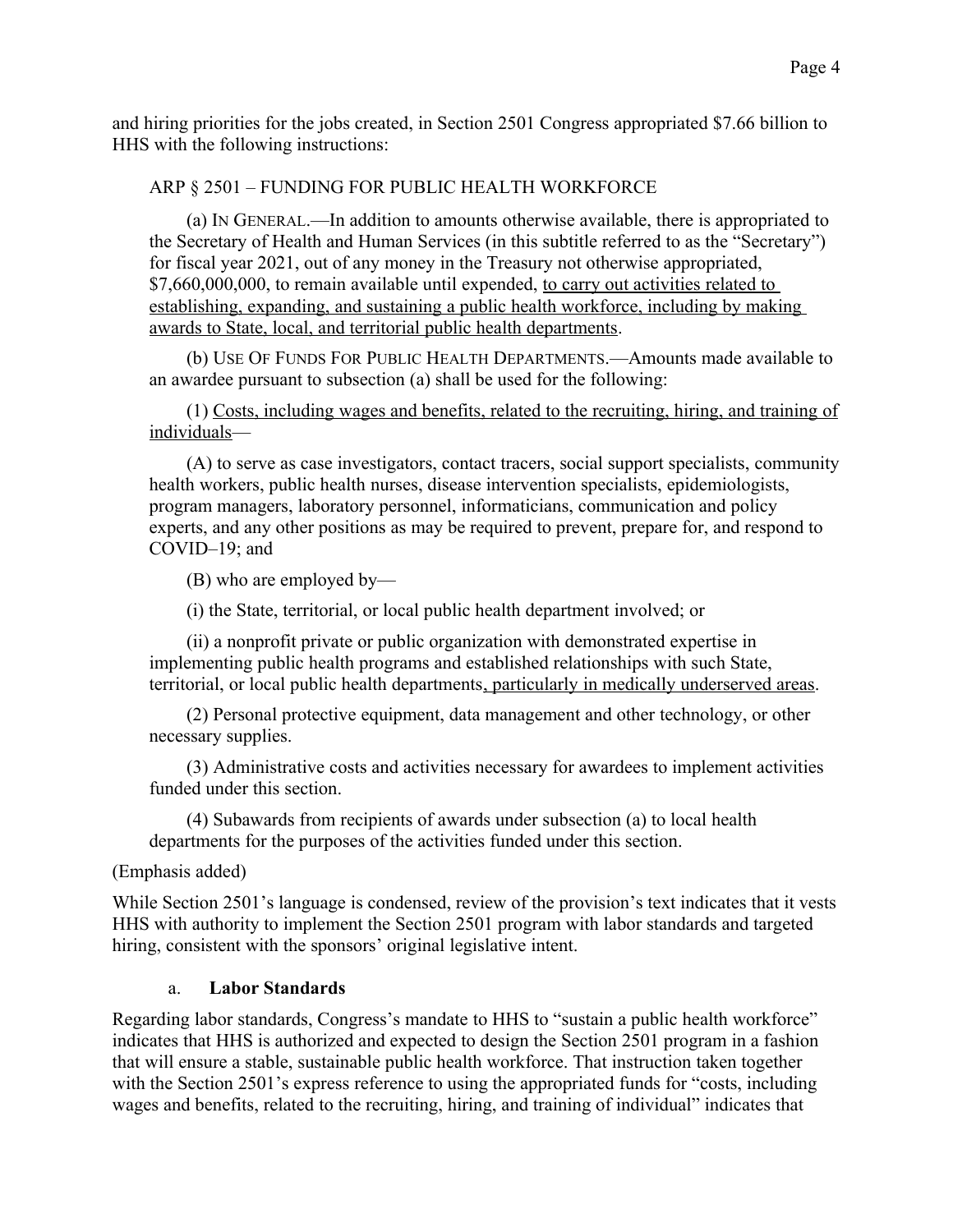and hiring priorities for the jobs created, in Section 2501 Congress appropriated \$7.66 billion to HHS with the following instructions:

ARP § 2501 – FUNDING FOR PUBLIC HEALTH WORKFORCE

(a) IN GENERAL.—In addition to amounts otherwise available, there is appropriated to the Secretary of Health and Human Services (in this subtitle referred to as the "Secretary") for fiscal year 2021, out of any money in the Treasury not otherwise appropriated, \$7,660,000,000, to remain available until expended, <u>to carry out activities related to establishing, expanding, and sustaining a public health workforce, including by making awards to State, local, and territorial public health departments</u>.

(b) USE OF FUNDS FOR PUBLIC HEALTH DEPARTMENTS.—Amounts made available to an awardee pursuant to subsection (a) shall be used for the following:

(1) <u>Costs, including wages and benefits, related to the recruiting, hiring, and training of individuals</u>—

(A) to serve as case investigators, contact tracers, social support specialists, community health workers, public health nurses, disease intervention specialists, epidemiologists, program managers, laboratory personnel, informaticians, communication and policy experts, and any other positions as may be required to prevent, prepare for, and respond to COVID–19; and

(B) who are employed by—

(i) the State, territorial, or local public health department involved; or

(ii) a nonprofit private or public organization with demonstrated expertise in implementing public health programs and established relationships with such State, territorial, or local public health departments<u>, particularly in medically underserved areas</u>.

(2) Personal protective equipment, data management and other technology, or other necessary supplies.

(3) Administrative costs and activities necessary for awardees to implement activities funded under this section.

(4) Subawards from recipients of awards under subsection (a) to local health departments for the purposes of the activities funded under this section.

(Emphasis added)

While Section 2501's language is condensed, review of the provision's text indicates that it vests HHS with authority to implement the Section 2501 program with labor standards and targeted hiring, consistent with the sponsors' original legislative intent.

### a. Labor Standards

Regarding labor standards, Congress's mandate to HHS to "sustain a public health workforce" indicates that HHS is authorized and expected to design the Section 2501 program in a fashion that will ensure a stable, sustainable public health workforce. That instruction taken together with the Section 2501's express reference to using the appropriated funds for "costs, including wages and benefits, related to the recruiting, hiring, and training of individual" indicates that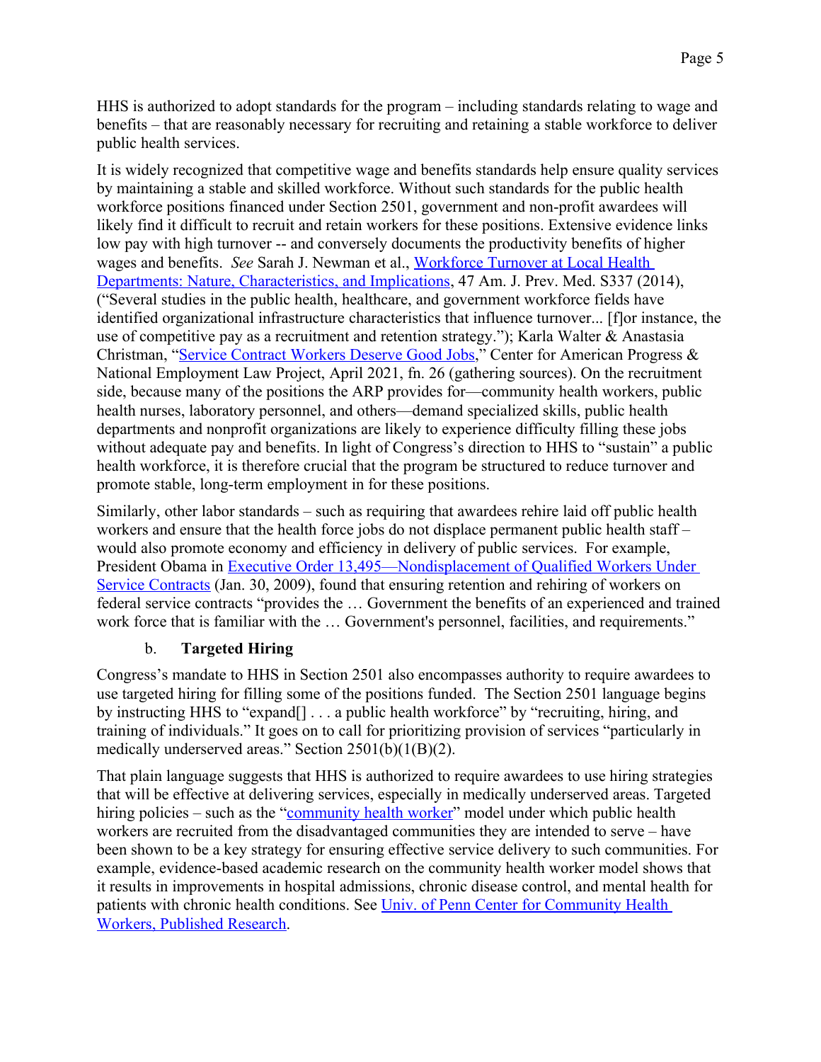HHS is authorized to adopt standards for the program – including standards relating to wage and benefits – that are reasonably necessary for recruiting and retaining a stable workforce to deliver public health services.

It is widely recognized that competitive wage and benefits standards help ensure quality services by maintaining a stable and skilled workforce. Without such standards for the public health workforce positions financed under Section 2501, government and non-profit awardees will likely find it difficult to recruit and retain workers for these positions. Extensive evidence links low pay with high turnover -- and conversely documents the productivity benefits of higher wages and benefits. *See* Sarah J. Newman et al., Workforce Turnover at Local Health Departments: Nature, Characteristics, and Implications, 47 Am. J. Prev. Med. S337 (2014), ("Several studies in the public health, healthcare, and government workforce fields have identified organizational infrastructure characteristics that influence turnover... [f]or instance, the use of competitive pay as a recruitment and retention strategy."); Karla Walter & Anastasia Christman, "Service Contract Workers Deserve Good Jobs," Center for American Progress & National Employment Law Project, April 2021, fn. 26 (gathering sources). On the recruitment side, because many of the positions the ARP provides for—community health workers, public health nurses, laboratory personnel, and others—demand specialized skills, public health departments and nonprofit organizations are likely to experience difficulty filling these jobs without adequate pay and benefits. In light of Congress's direction to HHS to "sustain" a public health workforce, it is therefore crucial that the program be structured to reduce turnover and promote stable, long-term employment in for these positions.

Similarly, other labor standards – such as requiring that awardees rehire laid off public health workers and ensure that the health force jobs do not displace permanent public health staff – would also promote economy and efficiency in delivery of public services. For example, President Obama in Executive Order 13,495—Nondisplacement of Qualified Workers Under Service Contracts (Jan. 30, 2009), found that ensuring retention and rehiring of workers on federal service contracts "provides the … Government the benefits of an experienced and trained work force that is familiar with the … Government's personnel, facilities, and requirements."

b. **Targeted Hiring**

Congress's mandate to HHS in Section 2501 also encompasses authority to require awardees to use targeted hiring for filling some of the positions funded. The Section 2501 language begins by instructing HHS to "expand[] . . . a public health workforce" by "recruiting, hiring, and training of individuals." It goes on to call for prioritizing provision of services "particularly in medically underserved areas." Section 2501(b)(1(B)(2).

That plain language suggests that HHS is authorized to require awardees to use hiring strategies that will be effective at delivering services, especially in medically underserved areas. Targeted hiring policies – such as the "community health worker" model under which public health workers are recruited from the disadvantaged communities they are intended to serve – have been shown to be a key strategy for ensuring effective service delivery to such communities. For example, evidence-based academic research on the community health worker model shows that it results in improvements in hospital admissions, chronic disease control, and mental health for patients with chronic health conditions. See Univ. of Penn Center for Community Health Workers, Published Research.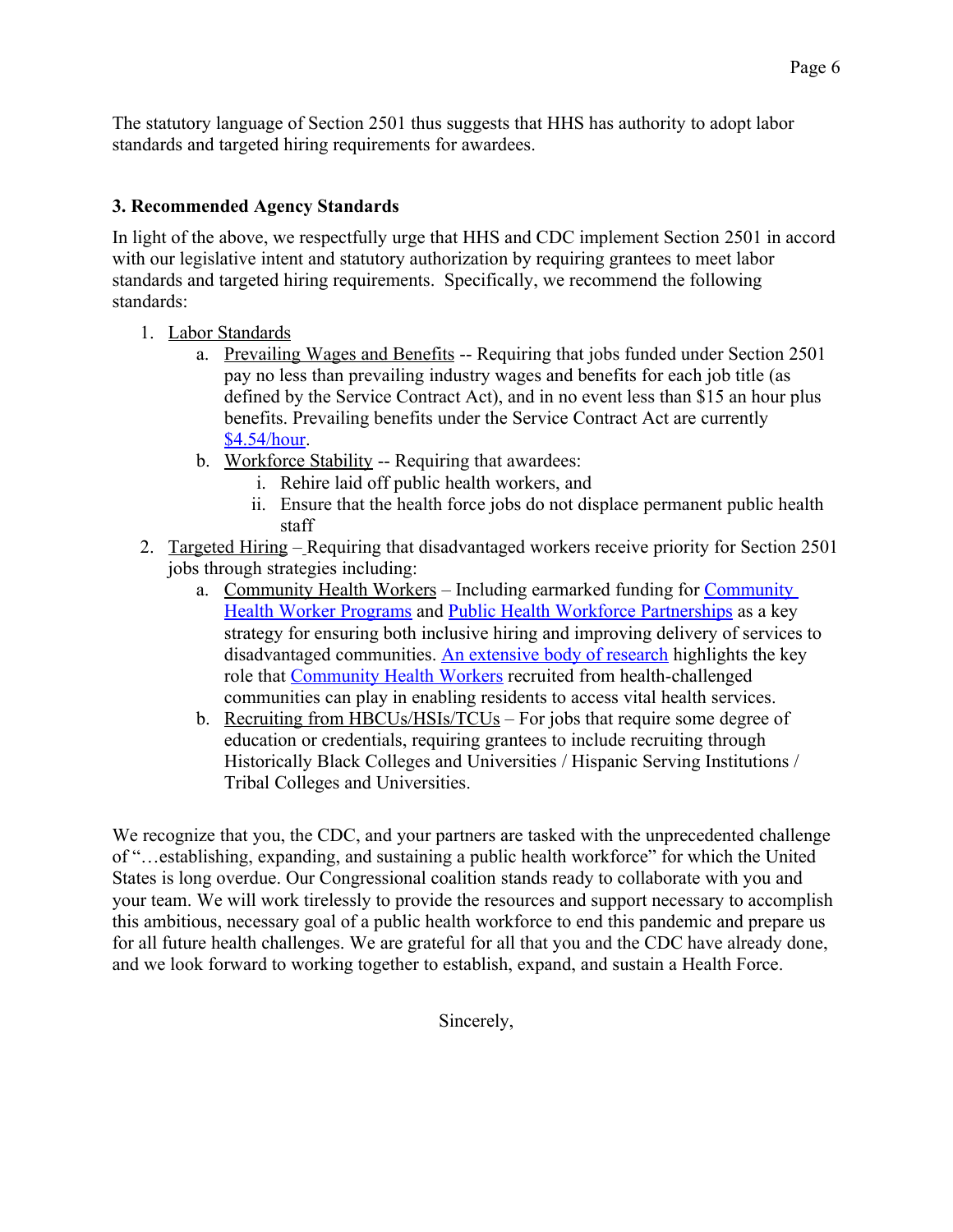The statutory language of Section 2501 thus suggests that HHS has authority to adopt labor standards and targeted hiring requirements for awardees.

**3. Recommended Agency Standards**

In light of the above, we respectfully urge that HHS and CDC implement Section 2501 in accord with our legislative intent and statutory authorization by requiring grantees to meet labor standards and targeted hiring requirements. Specifically, we recommend the following standards:

1. Labor Standards
   a. Prevailing Wages and Benefits -- Requiring that jobs funded under Section 2501 pay no less than prevailing industry wages and benefits for each job title (as defined by the Service Contract Act), and in no event less than $15 an hour plus benefits. Prevailing benefits under the Service Contract Act are currently $4.54/hour.
   b. Workforce Stability -- Requiring that awardees:
      i. Rehire laid off public health workers, and
      ii. Ensure that the health force jobs do not displace permanent public health staff
2. Targeted Hiring – Requiring that disadvantaged workers receive priority for Section 2501 jobs through strategies including:
   a. Community Health Workers – Including earmarked funding for Community Health Worker Programs and Public Health Workforce Partnerships as a key strategy for ensuring both inclusive hiring and improving delivery of services to disadvantaged communities. An extensive body of research highlights the key role that Community Health Workers recruited from health-challenged communities can play in enabling residents to access vital health services.
   b. Recruiting from HBCUs/HSIs/TCUs – For jobs that require some degree of education or credentials, requiring grantees to include recruiting through Historically Black Colleges and Universities / Hispanic Serving Institutions / Tribal Colleges and Universities.

We recognize that you, the CDC, and your partners are tasked with the unprecedented challenge of "…establishing, expanding, and sustaining a public health workforce" for which the United States is long overdue. Our Congressional coalition stands ready to collaborate with you and your team. We will work tirelessly to provide the resources and support necessary to accomplish this ambitious, necessary goal of a public health workforce to end this pandemic and prepare us for all future health challenges. We are grateful for all that you and the CDC have already done, and we look forward to working together to establish, expand, and sustain a Health Force.

Sincerely,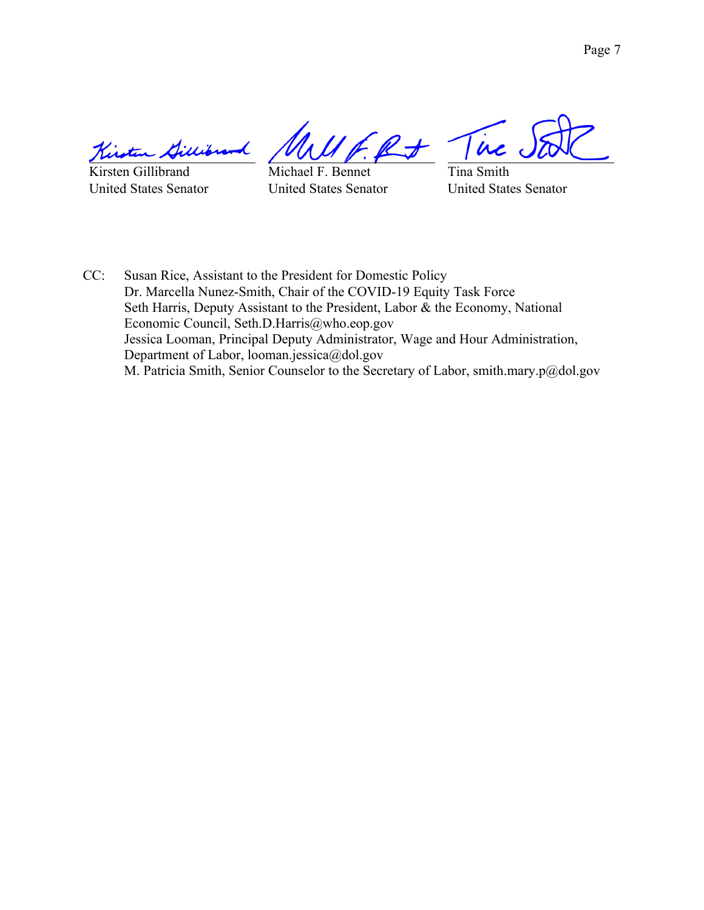Kirsten Gillibrand
United States Senator

Michael F. Bennet
United States Senator

Tina Smith
United States Senator

CC: Susan Rice, Assistant to the President for Domestic Policy
Dr. Marcella Nunez-Smith, Chair of the COVID-19 Equity Task Force
Seth Harris, Deputy Assistant to the President, Labor & the Economy, National Economic Council, Seth.D.Harris@who.eop.gov
Jessica Looman, Principal Deputy Administrator, Wage and Hour Administration, Department of Labor, looman.jessica@dol.gov
M. Patricia Smith, Senior Counselor to the Secretary of Labor, smith.mary.p@dol.gov